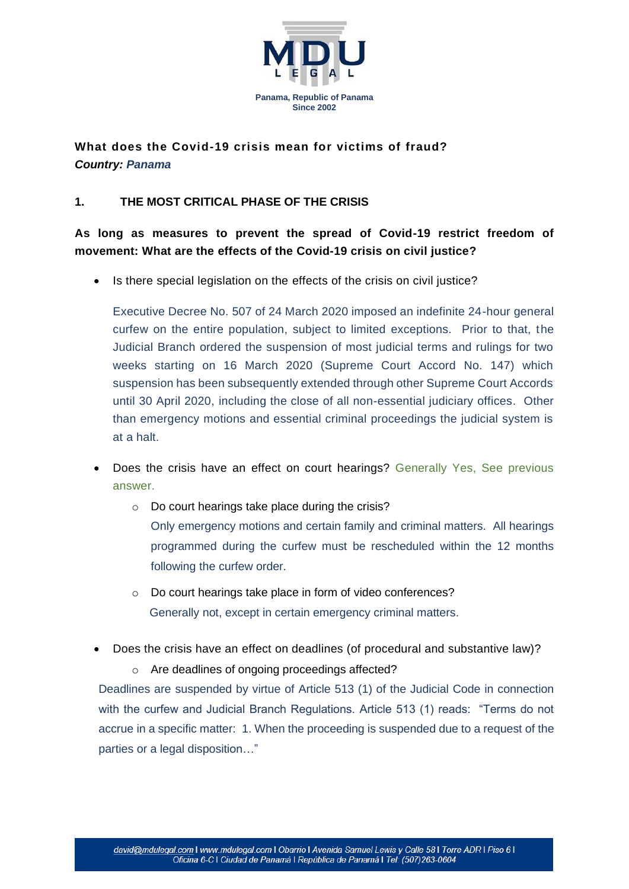**What does the Covid-19 crisis mean for victims of fraud?**
***Country: Panama***

## 1. THE MOST CRITICAL PHASE OF THE CRISIS

**As long as measures to prevent the spread of Covid-19 restrict freedom of movement: What are the effects of the Covid-19 crisis on civil justice?**

- Is there special legislation on the effects of the crisis on civil justice?

  Executive Decree No. 507 of 24 March 2020 imposed an indefinite 24-hour general curfew on the entire population, subject to limited exceptions. Prior to that, the Judicial Branch ordered the suspension of most judicial terms and rulings for two weeks starting on 16 March 2020 (Supreme Court Accord No. 147) which suspension has been subsequently extended through other Supreme Court Accords until 30 April 2020, including the close of all non-essential judiciary offices. Other than emergency motions and essential criminal proceedings the judicial system is at a halt.

- Does the crisis have an effect on court hearings? Generally Yes, See previous answer.
  - Do court hearings take place during the crisis?
    Only emergency motions and certain family and criminal matters. All hearings programmed during the curfew must be rescheduled within the 12 months following the curfew order.
  - Do court hearings take place in form of video conferences?
    Generally not, except in certain emergency criminal matters.

- Does the crisis have an effect on deadlines (of procedural and substantive law)?
  - Are deadlines of ongoing proceedings affected?

Deadlines are suspended by virtue of Article 513 (1) of the Judicial Code in connection with the curfew and Judicial Branch Regulations. Article 513 (1) reads: "Terms do not accrue in a specific matter: 1. When the proceeding is suspended due to a request of the parties or a legal disposition…"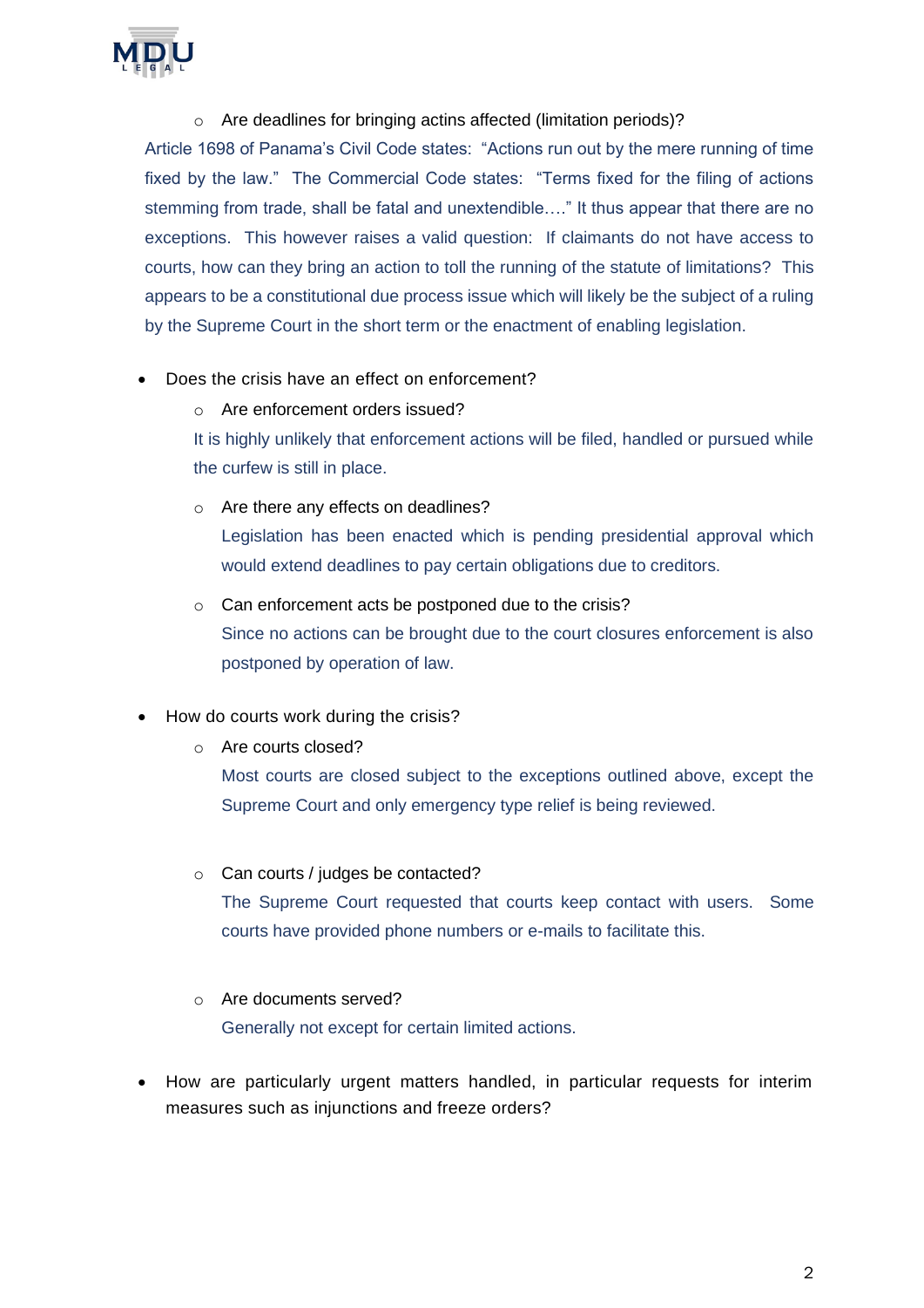- Are deadlines for bringing actins affected (limitation periods)?

  Article 1698 of Panama's Civil Code states: "Actions run out by the mere running of time fixed by the law." The Commercial Code states: "Terms fixed for the filing of actions stemming from trade, shall be fatal and unextendible…." It thus appear that there are no exceptions. This however raises a valid question: If claimants do not have access to courts, how can they bring an action to toll the running of the statute of limitations? This appears to be a constitutional due process issue which will likely be the subject of a ruling by the Supreme Court in the short term or the enactment of enabling legislation.

- Does the crisis have an effect on enforcement?
  - Are enforcement orders issued?

    It is highly unlikely that enforcement actions will be filed, handled or pursued while the curfew is still in place.

  - Are there any effects on deadlines?

    Legislation has been enacted which is pending presidential approval which would extend deadlines to pay certain obligations due to creditors.

  - Can enforcement acts be postponed due to the crisis?

    Since no actions can be brought due to the court closures enforcement is also postponed by operation of law.

- How do courts work during the crisis?
  - Are courts closed?

    Most courts are closed subject to the exceptions outlined above, except the Supreme Court and only emergency type relief is being reviewed.

  - Can courts / judges be contacted?

    The Supreme Court requested that courts keep contact with users. Some courts have provided phone numbers or e-mails to facilitate this.

  - Are documents served?

    Generally not except for certain limited actions.

- How are particularly urgent matters handled, in particular requests for interim measures such as injunctions and freeze orders?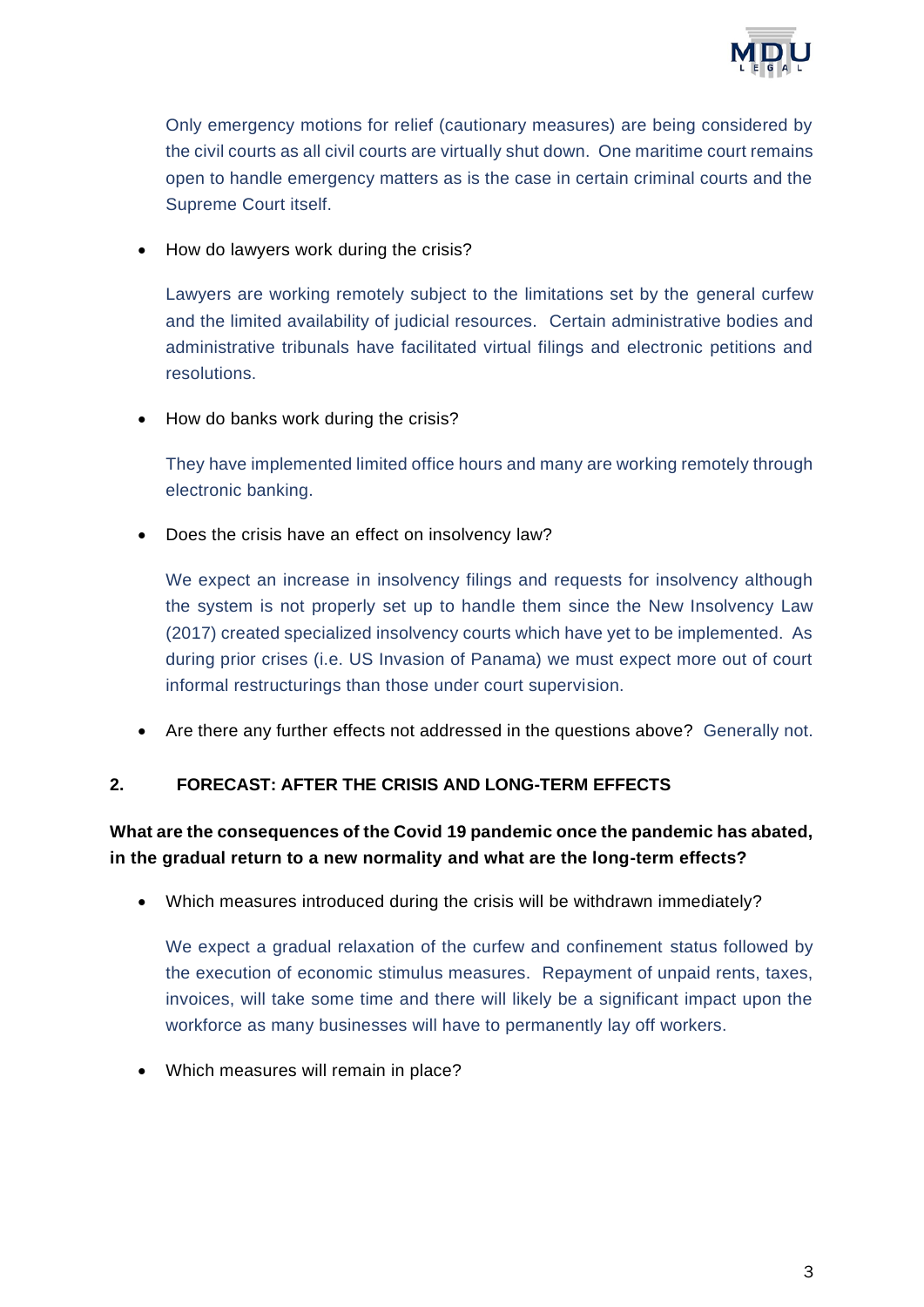Only emergency motions for relief (cautionary measures) are being considered by the civil courts as all civil courts are virtually shut down. One maritime court remains open to handle emergency matters as is the case in certain criminal courts and the Supreme Court itself.

- How do lawyers work during the crisis?

  Lawyers are working remotely subject to the limitations set by the general curfew and the limited availability of judicial resources. Certain administrative bodies and administrative tribunals have facilitated virtual filings and electronic petitions and resolutions.

- How do banks work during the crisis?

  They have implemented limited office hours and many are working remotely through electronic banking.

- Does the crisis have an effect on insolvency law?

  We expect an increase in insolvency filings and requests for insolvency although the system is not properly set up to handle them since the New Insolvency Law (2017) created specialized insolvency courts which have yet to be implemented. As during prior crises (i.e. US Invasion of Panama) we must expect more out of court informal restructurings than those under court supervision.

- Are there any further effects not addressed in the questions above? Generally not.

## 2. FORECAST: AFTER THE CRISIS AND LONG-TERM EFFECTS

**What are the consequences of the Covid 19 pandemic once the pandemic has abated, in the gradual return to a new normality and what are the long-term effects?**

- Which measures introduced during the crisis will be withdrawn immediately?

  We expect a gradual relaxation of the curfew and confinement status followed by the execution of economic stimulus measures. Repayment of unpaid rents, taxes, invoices, will take some time and there will likely be a significant impact upon the workforce as many businesses will have to permanently lay off workers.

- Which measures will remain in place?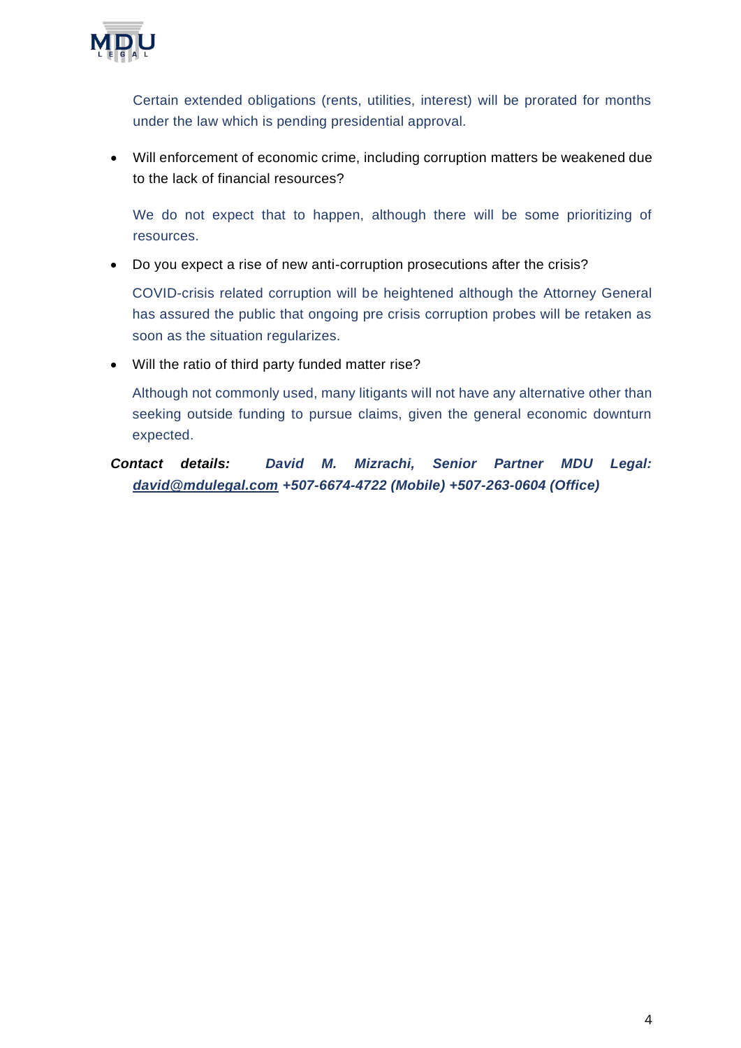Certain extended obligations (rents, utilities, interest) will be prorated for months under the law which is pending presidential approval.

- Will enforcement of economic crime, including corruption matters be weakened due to the lack of financial resources?

  We do not expect that to happen, although there will be some prioritizing of resources.

- Do you expect a rise of new anti-corruption prosecutions after the crisis?

  COVID-crisis related corruption will be heightened although the Attorney General has assured the public that ongoing pre crisis corruption probes will be retaken as soon as the situation regularizes.

- Will the ratio of third party funded matter rise?

  Although not commonly used, many litigants will not have any alternative other than seeking outside funding to pursue claims, given the general economic downturn expected.

***Contact details:*** ***David M. Mizrachi, Senior Partner MDU Legal: david@mdulegal.com +507-6674-4722 (Mobile) +507-263-0604 (Office)***